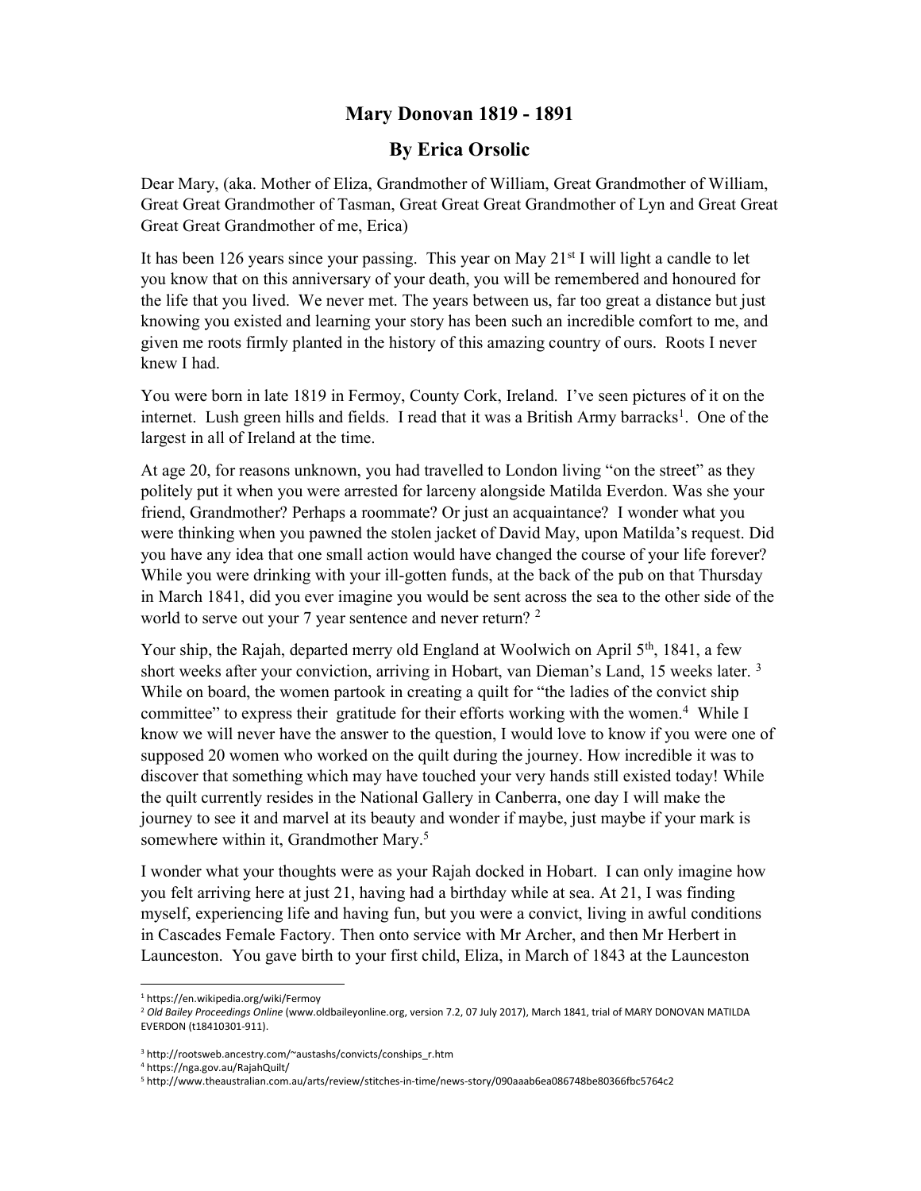# Mary Donovan 1819 - 1891

## By Erica Orsolic

Dear Mary, (aka. Mother of Eliza, Grandmother of William, Great Grandmother of William, Great Great Grandmother of Tasman, Great Great Great Grandmother of Lyn and Great Great Great Great Grandmother of me, Erica)

It has been 126 years since your passing. This year on May 21st I will light a candle to let you know that on this anniversary of your death, you will be remembered and honoured for the life that you lived. We never met. The years between us, far too great a distance but just knowing you existed and learning your story has been such an incredible comfort to me, and given me roots firmly planted in the history of this amazing country of ours. Roots I never knew I had.

You were born in late 1819 in Fermoy, County Cork, Ireland. I've seen pictures of it on the internet. Lush green hills and fields. I read that it was a British Army barracks[1]. One of the largest in all of Ireland at the time.

At age 20, for reasons unknown, you had travelled to London living "on the street" as they politely put it when you were arrested for larceny alongside Matilda Everdon. Was she your friend, Grandmother? Perhaps a roommate? Or just an acquaintance? I wonder what you were thinking when you pawned the stolen jacket of David May, upon Matilda's request. Did you have any idea that one small action would have changed the course of your life forever? While you were drinking with your ill-gotten funds, at the back of the pub on that Thursday in March 1841, did you ever imagine you would be sent across the sea to the other side of the world to serve out your 7 year sentence and never return? [2]

Your ship, the Rajah, departed merry old England at Woolwich on April 5th, 1841, a few short weeks after your conviction, arriving in Hobart, van Dieman's Land, 15 weeks later. [3] While on board, the women partook in creating a quilt for "the ladies of the convict ship committee" to express their gratitude for their efforts working with the women.[4] While I know we will never have the answer to the question, I would love to know if you were one of supposed 20 women who worked on the quilt during the journey. How incredible it was to discover that something which may have touched your very hands still existed today! While the quilt currently resides in the National Gallery in Canberra, one day I will make the journey to see it and marvel at its beauty and wonder if maybe, just maybe if your mark is somewhere within it, Grandmother Mary.[5]

I wonder what your thoughts were as your Rajah docked in Hobart. I can only imagine how you felt arriving here at just 21, having had a birthday while at sea. At 21, I was finding myself, experiencing life and having fun, but you were a convict, living in awful conditions in Cascades Female Factory. Then onto service with Mr Archer, and then Mr Herbert in Launceston. You gave birth to your first child, Eliza, in March of 1843 at the Launceston

---

[1] https://en.wikipedia.org/wiki/Fermoy

[2] *Old Bailey Proceedings Online* (www.oldbaileyonline.org, version 7.2, 07 July 2017), March 1841, trial of MARY DONOVAN MATILDA EVERDON (t18410301-911).

[3] http://rootsweb.ancestry.com/~austashs/convicts/conships_r.htm

[4] https://nga.gov.au/RajahQuilt/

[5] http://www.theaustralian.com.au/arts/review/stitches-in-time/news-story/090aaab6ea086748be80366fbc5764c2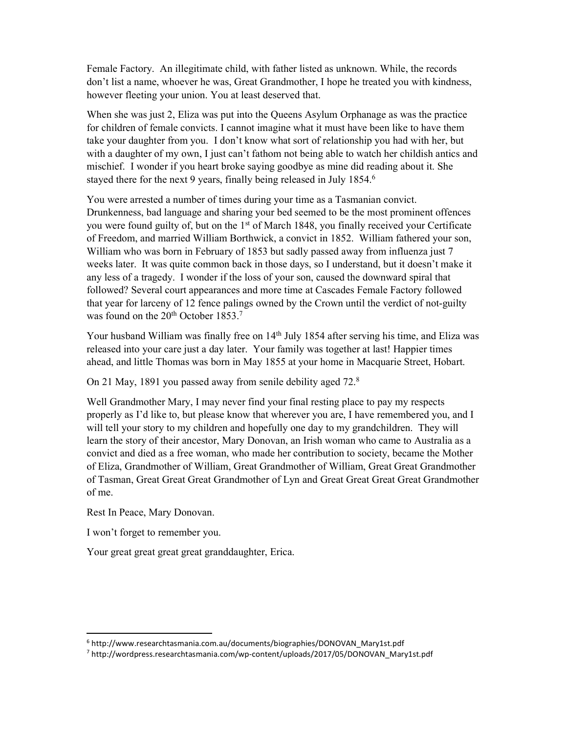Female Factory. An illegitimate child, with father listed as unknown. While, the records don't list a name, whoever he was, Great Grandmother, I hope he treated you with kindness, however fleeting your union. You at least deserved that.

When she was just 2, Eliza was put into the Queens Asylum Orphanage as was the practice for children of female convicts. I cannot imagine what it must have been like to have them take your daughter from you. I don't know what sort of relationship you had with her, but with a daughter of my own, I just can't fathom not being able to watch her childish antics and mischief. I wonder if you heart broke saying goodbye as mine did reading about it. She stayed there for the next 9 years, finally being released in July 1854.[6]

You were arrested a number of times during your time as a Tasmanian convict. Drunkenness, bad language and sharing your bed seemed to be the most prominent offences you were found guilty of, but on the 1st of March 1848, you finally received your Certificate of Freedom, and married William Borthwick, a convict in 1852. William fathered your son, William who was born in February of 1853 but sadly passed away from influenza just 7 weeks later. It was quite common back in those days, so I understand, but it doesn't make it any less of a tragedy. I wonder if the loss of your son, caused the downward spiral that followed? Several court appearances and more time at Cascades Female Factory followed that year for larceny of 12 fence palings owned by the Crown until the verdict of not-guilty was found on the 20th October 1853.[7]

Your husband William was finally free on 14th July 1854 after serving his time, and Eliza was released into your care just a day later. Your family was together at last! Happier times ahead, and little Thomas was born in May 1855 at your home in Macquarie Street, Hobart.

On 21 May, 1891 you passed away from senile debility aged 72.[8]

Well Grandmother Mary, I may never find your final resting place to pay my respects properly as I'd like to, but please know that wherever you are, I have remembered you, and I will tell your story to my children and hopefully one day to my grandchildren. They will learn the story of their ancestor, Mary Donovan, an Irish woman who came to Australia as a convict and died as a free woman, who made her contribution to society, became the Mother of Eliza, Grandmother of William, Great Grandmother of William, Great Great Grandmother of Tasman, Great Great Great Grandmother of Lyn and Great Great Great Great Grandmother of me.

Rest In Peace, Mary Donovan.

I won't forget to remember you.

Your great great great great granddaughter, Erica.

---

[6] http://www.researchtasmania.com.au/documents/biographies/DONOVAN_Mary1st.pdf

[7] http://wordpress.researchtasmania.com/wp-content/uploads/2017/05/DONOVAN_Mary1st.pdf